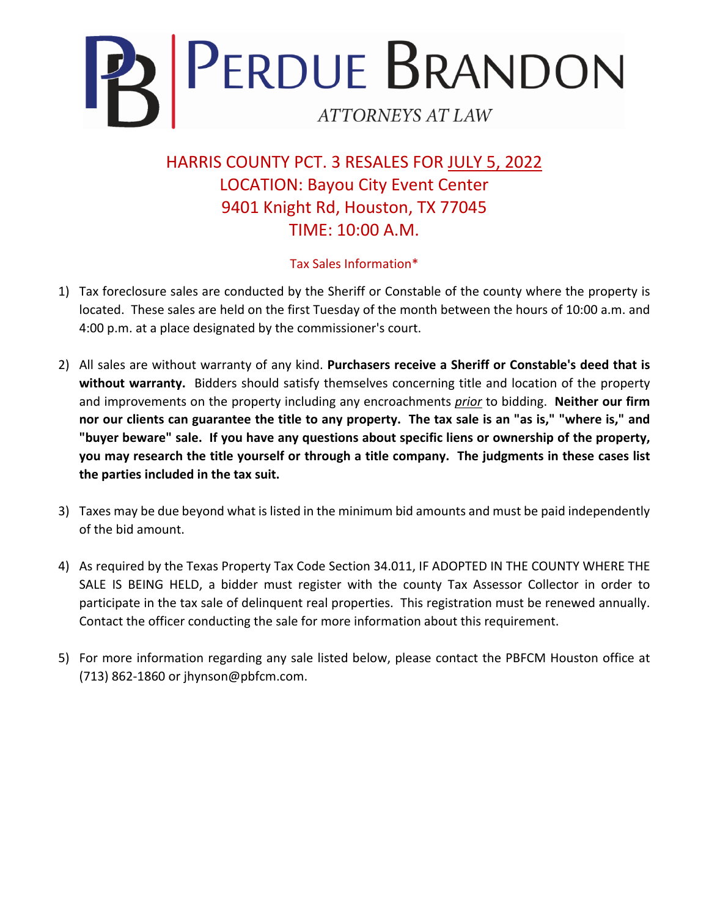# PERDUE BRANDON

ATTORNEYS AT LAW

## HARRIS COUNTY PCT. 3 RESALES FOR JULY 5, 2022
## LOCATION: Bayou City Event Center
## 9401 Knight Rd, Houston, TX 77045
## TIME: 10:00 A.M.

### Tax Sales Information*

1) Tax foreclosure sales are conducted by the Sheriff or Constable of the county where the property is located. These sales are held on the first Tuesday of the month between the hours of 10:00 a.m. and 4:00 p.m. at a place designated by the commissioner's court.

2) All sales are without warranty of any kind. **Purchasers receive a Sheriff or Constable's deed that is without warranty.** Bidders should satisfy themselves concerning title and location of the property and improvements on the property including any encroachments *prior* to bidding. **Neither our firm nor our clients can guarantee the title to any property. The tax sale is an "as is," "where is," and "buyer beware" sale. If you have any questions about specific liens or ownership of the property, you may research the title yourself or through a title company. The judgments in these cases list the parties included in the tax suit.**

3) Taxes may be due beyond what is listed in the minimum bid amounts and must be paid independently of the bid amount.

4) As required by the Texas Property Tax Code Section 34.011, IF ADOPTED IN THE COUNTY WHERE THE SALE IS BEING HELD, a bidder must register with the county Tax Assessor Collector in order to participate in the tax sale of delinquent real properties. This registration must be renewed annually. Contact the officer conducting the sale for more information about this requirement.

5) For more information regarding any sale listed below, please contact the PBFCM Houston office at (713) 862-1860 or jhynson@pbfcm.com.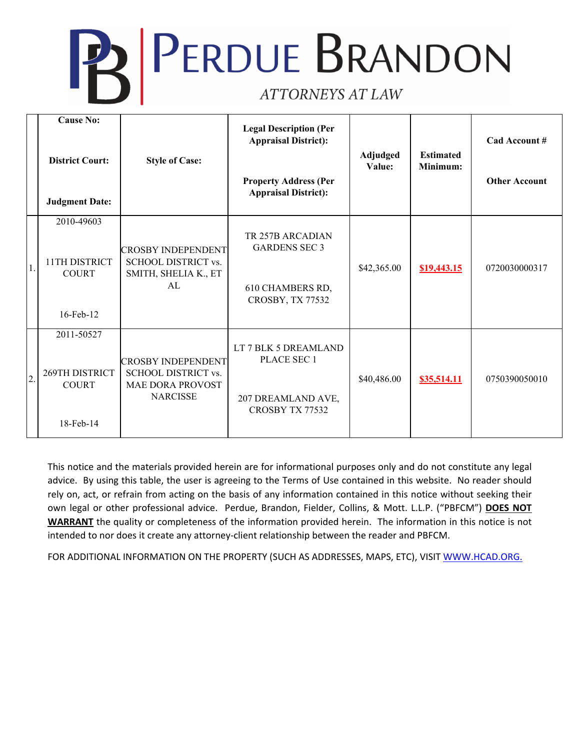# PERDUE BRANDON

ATTORNEYS AT LAW

| | Cause No: District Court: Judgment Date: | Style of Case: | Legal Description (Per Appraisal District): Property Address (Per Appraisal District): | Adjudged Value: | Estimated Minimum: | Cad Account # Other Account |
|---|---|---|---|---|---|---|
| 1. | 2010-49603 11TH DISTRICT COURT 16-Feb-12 | CROSBY INDEPENDENT SCHOOL DISTRICT vs. SMITH, SHELIA K., ET AL | TR 257B ARCADIAN GARDENS SEC 3 610 CHAMBERS RD, CROSBY, TX 77532 | $42,365.00 | **$19,443.15** | 0720030000317 |
| 2. | 2011-50527 269TH DISTRICT COURT 18-Feb-14 | CROSBY INDEPENDENT SCHOOL DISTRICT vs. MAE DORA PROVOST NARCISSE | LT 7 BLK 5 DREAMLAND PLACE SEC 1 207 DREAMLAND AVE, CROSBY TX 77532 | $40,486.00 | **$35,514.11** | 0750390050010 |

This notice and the materials provided herein are for informational purposes only and do not constitute any legal advice. By using this table, the user is agreeing to the Terms of Use contained in this website. No reader should rely on, act, or refrain from acting on the basis of any information contained in this notice without seeking their own legal or other professional advice. Perdue, Brandon, Fielder, Collins, & Mott. L.L.P. ("PBFCM") **DOES NOT WARRANT** the quality or completeness of the information provided herein. The information in this notice is not intended to nor does it create any attorney-client relationship between the reader and PBFCM.

FOR ADDITIONAL INFORMATION ON THE PROPERTY (SUCH AS ADDRESSES, MAPS, ETC), VISIT WWW.HCAD.ORG.